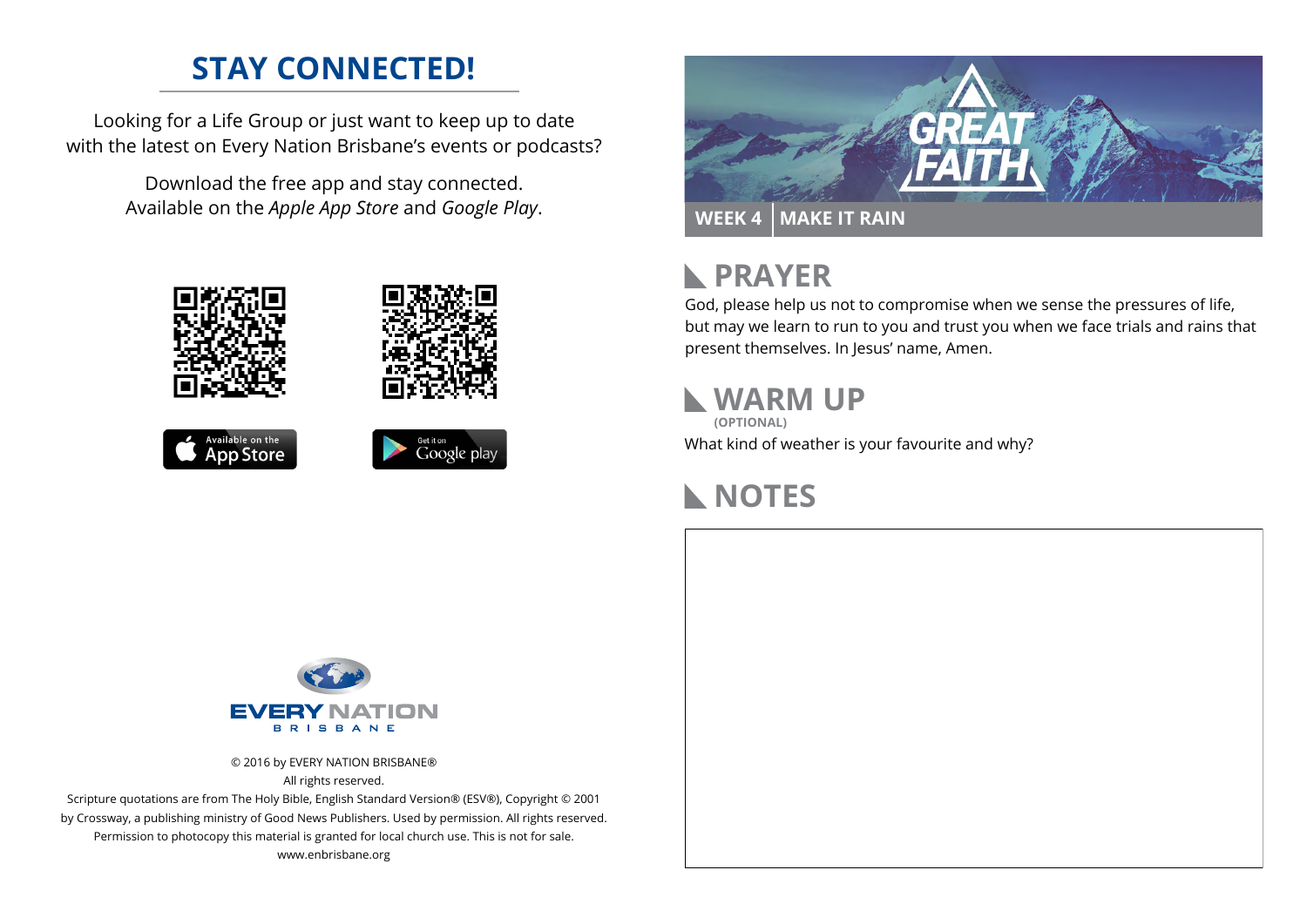## STAY CONNECTED!

Looking for a Life Group or just want to keep up to date with the latest on Every Nation Brisbane's events or podcasts?

Download the free app and stay connected. Available on the *Apple App Store* and *Google Play*.

Available on the App Store

Get it on Google play

EVERY NATION BRISBANE

© 2016 by EVERY NATION BRISBANE®
All rights reserved.
Scripture quotations are from The Holy Bible, English Standard Version® (ESV®), Copyright © 2001 by Crossway, a publishing ministry of Good News Publishers. Used by permission. All rights reserved.
Permission to photocopy this material is granted for local church use. This is not for sale.
www.enbrisbane.org

# GREAT FAITH

**WEEK 4 | MAKE IT RAIN**

## PRAYER

God, please help us not to compromise when we sense the pressures of life, but may we learn to run to you and trust you when we face trials and rains that present themselves. In Jesus' name, Amen.

## WARM UP

**(OPTIONAL)**

What kind of weather is your favourite and why?

## NOTES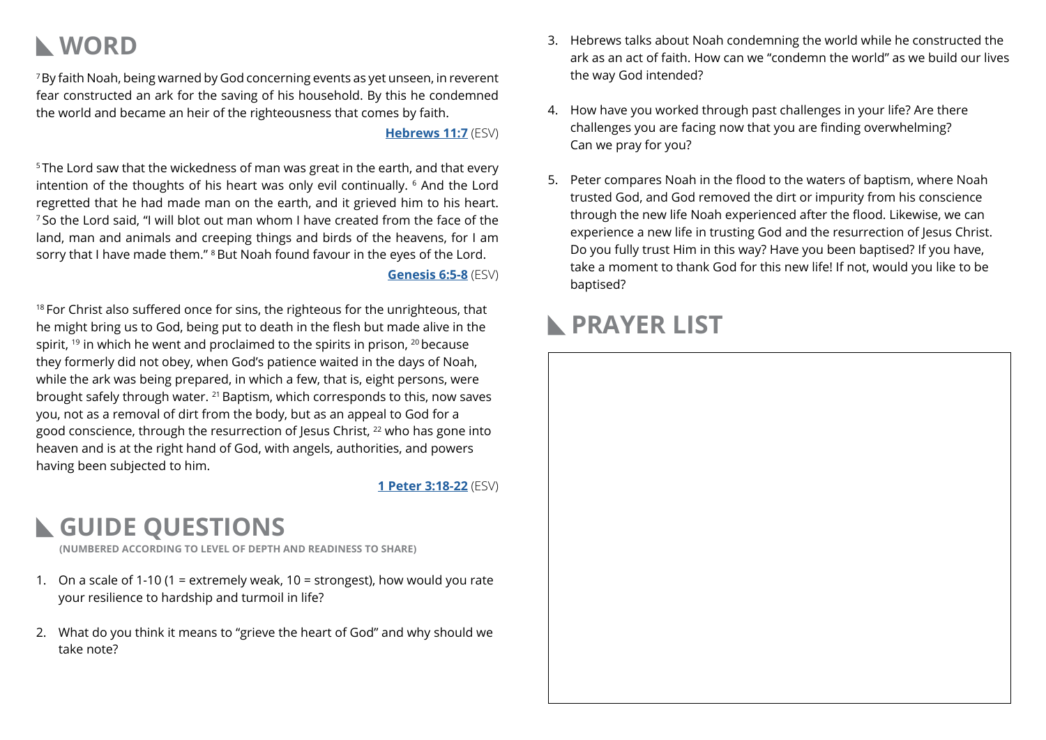## WORD

[7] By faith Noah, being warned by God concerning events as yet unseen, in reverent fear constructed an ark for the saving of his household. By this he condemned the world and became an heir of the righteousness that comes by faith.

**Hebrews 11:7** (ESV)

[5] The Lord saw that the wickedness of man was great in the earth, and that every intention of the thoughts of his heart was only evil continually. [6] And the Lord regretted that he had made man on the earth, and it grieved him to his heart. [7] So the Lord said, "I will blot out man whom I have created from the face of the land, man and animals and creeping things and birds of the heavens, for I am sorry that I have made them." [8] But Noah found favour in the eyes of the Lord.

**Genesis 6:5-8** (ESV)

[18] For Christ also suffered once for sins, the righteous for the unrighteous, that he might bring us to God, being put to death in the flesh but made alive in the spirit, [19] in which he went and proclaimed to the spirits in prison, [20] because they formerly did not obey, when God's patience waited in the days of Noah, while the ark was being prepared, in which a few, that is, eight persons, were brought safely through water. [21] Baptism, which corresponds to this, now saves you, not as a removal of dirt from the body, but as an appeal to God for a good conscience, through the resurrection of Jesus Christ, [22] who has gone into heaven and is at the right hand of God, with angels, authorities, and powers having been subjected to him.

**1 Peter 3:18-22** (ESV)

## GUIDE QUESTIONS

**(NUMBERED ACCORDING TO LEVEL OF DEPTH AND READINESS TO SHARE)**

1. On a scale of 1-10 (1 = extremely weak, 10 = strongest), how would you rate your resilience to hardship and turmoil in life?
2. What do you think it means to "grieve the heart of God" and why should we take note?
3. Hebrews talks about Noah condemning the world while he constructed the ark as an act of faith. How can we "condemn the world" as we build our lives the way God intended?
4. How have you worked through past challenges in your life? Are there challenges you are facing now that you are finding overwhelming? Can we pray for you?
5. Peter compares Noah in the flood to the waters of baptism, where Noah trusted God, and God removed the dirt or impurity from his conscience through the new life Noah experienced after the flood. Likewise, we can experience a new life in trusting God and the resurrection of Jesus Christ. Do you fully trust Him in this way? Have you been baptised? If you have, take a moment to thank God for this new life! If not, would you like to be baptised?

## PRAYER LIST